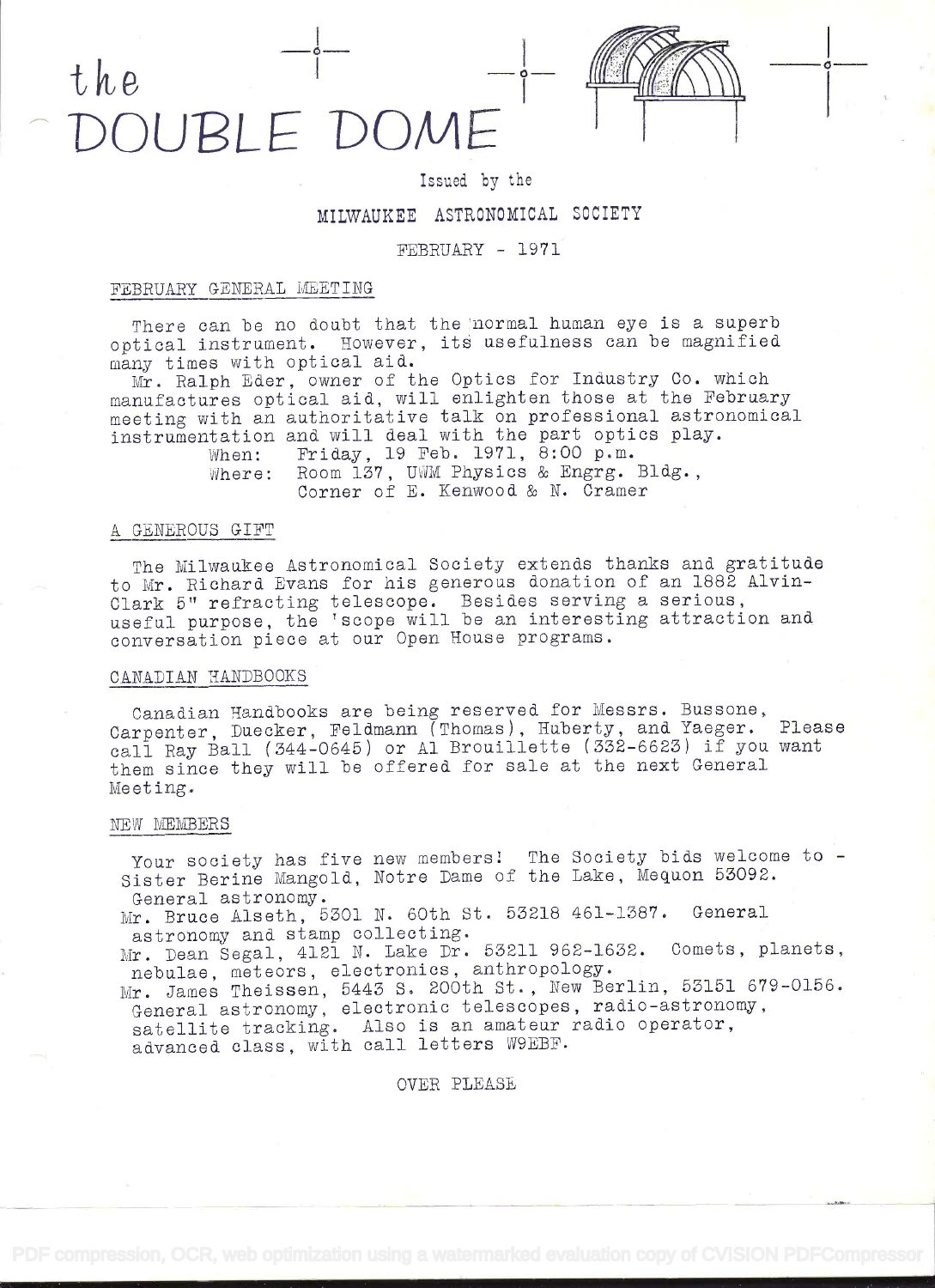# the DOUBLE DOME

Issued by the

MILWAUKEE ASTRONOMICAL SOCIETY

FEBRUARY - 1971

## FEBRUARY GENERAL MEETING

There can be no doubt that the normal human eye is a superb optical instrument. However, its usefulness can be magnified many times with optical aid.

Mr. Ralph Eder, owner of the Optics for Industry Co. which manufactures optical aid, will enlighten those at the February meeting with an authoritative talk on professional astronomical instrumentation and will deal with the part optics play.

When: Friday, 19 Feb. 1971, 8:00 p.m.
Where: Room 137, UWM Physics & Engrg. Bldg., Corner of E. Kenwood & N. Cramer

## A GENEROUS GIFT

The Milwaukee Astronomical Society extends thanks and gratitude to Mr. Richard Evans for his generous donation of an 1882 Alvin-Clark 5" refracting telescope. Besides serving a serious, useful purpose, the 'scope will be an interesting attraction and conversation piece at our Open House programs.

## CANADIAN HANDBOOKS

Canadian Handbooks are being reserved for Messrs. Bussone, Carpenter, Duecker, Feldmann (Thomas), Huberty, and Yaeger. Please call Ray Ball (344-0645) or Al Brouillette (332-6623) if you want them since they will be offered for sale at the next General Meeting.

## NEW MEMBERS

Your society has five new members! The Society bids welcome to -

Sister Berine Mangold, Notre Dame of the Lake, Mequon 53092. General astronomy.

Mr. Bruce Alseth, 5301 N. 60th St. 53218 461-1387. General astronomy and stamp collecting.

Mr. Dean Segal, 4121 N. Lake Dr. 53211 962-1632. Comets, planets, nebulae, meteors, electronics, anthropology.

Mr. James Theissen, 5443 S. 200th St., New Berlin, 53151 679-0156. General astronomy, electronic telescopes, radio-astronomy, satellite tracking. Also is an amateur radio operator, advanced class, with call letters W9EBF.

OVER PLEASE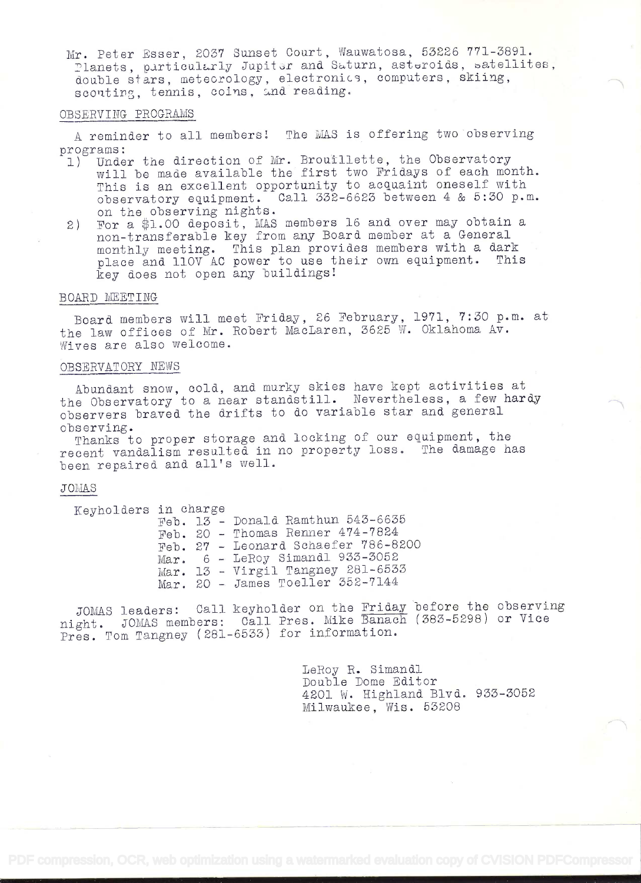Mr. Peter Esser, 2037 Sunset Court, Wauwatosa, 53226 771-3891. Planets, particularly Jupiter and Saturn, asteroids, satellites, double stars, meteorology, electronics, computers, skiing, scouting, tennis, coins, and reading.

## OBSERVING PROGRAMS

A reminder to all members! The MAS is offering two observing programs:

1) Under the direction of Mr. Brouillette, the Observatory will be made available the first two Fridays of each month. This is an excellent opportunity to acquaint oneself with observatory equipment. Call 332-6623 between 4 & 5:30 p.m. on the observing nights.
2) For a $1.00 deposit, MAS members 16 and over may obtain a non-transferable key from any Board member at a General monthly meeting. This plan provides members with a dark place and 110V AC power to use their own equipment. This key does not open any buildings!

## BOARD MEETING

Board members will meet Friday, 26 February, 1971, 7:30 p.m. at the law offices of Mr. Robert MacLaren, 3625 W. Oklahoma Av. Wives are also welcome.

## OBSERVATORY NEWS

Abundant snow, cold, and murky skies have kept activities at the Observatory to a near standstill. Nevertheless, a few hardy observers braved the drifts to do variable star and general observing.

Thanks to proper storage and locking of our equipment, the recent vandalism resulted in no property loss. The damage has been repaired and all's well.

## JOMAS

Keyholders in charge

- Feb. 13 - Donald Ramthun 543-6635
- Feb. 20 - Thomas Renner 474-7824
- Feb. 27 - Leonard Schaefer 786-8200
- Mar. 6 - LeRoy Simandl 933-3052
- Mar. 13 - Virgil Tangney 281-6533
- Mar. 20 - James Toeller 352-7144

JOMAS leaders: Call keyholder on the Friday before the observing night. JOMAS members: Call Pres. Mike Banach (383-5298) or Vice Pres. Tom Tangney (281-6533) for information.

LeRoy R. Simandl
Double Dome Editor
4201 W. Highland Blvd. 933-3052
Milwaukee, Wis. 53208